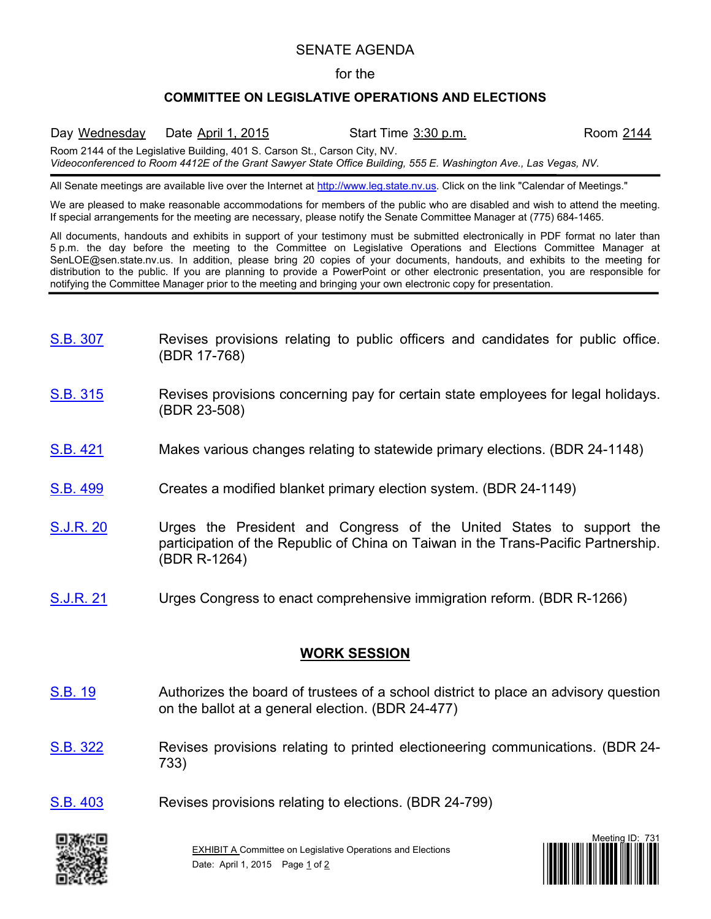# SENATE AGENDA

for the

## COMMITTEE ON LEGISLATIVE OPERATIONS AND ELECTIONS

Day Wednesday Date April 1, 2015 Start Time 3:30 p.m. Room 2144

Room 2144 of the Legislative Building, 401 S. Carson St., Carson City, NV.
*Videoconferenced to Room 4412E of the Grant Sawyer State Office Building, 555 E. Washington Ave., Las Vegas, NV.*

All Senate meetings are available live over the Internet at http://www.leg.state.nv.us. Click on the link "Calendar of Meetings."

We are pleased to make reasonable accommodations for members of the public who are disabled and wish to attend the meeting. If special arrangements for the meeting are necessary, please notify the Senate Committee Manager at (775) 684-1465.

All documents, handouts and exhibits in support of your testimony must be submitted electronically in PDF format no later than 5 p.m. the day before the meeting to the Committee on Legislative Operations and Elections Committee Manager at SenLOE@sen.state.nv.us. In addition, please bring 20 copies of your documents, handouts, and exhibits to the meeting for distribution to the public. If you are planning to provide a PowerPoint or other electronic presentation, you are responsible for notifying the Committee Manager prior to the meeting and bringing your own electronic copy for presentation.

S.B. 307 Revises provisions relating to public officers and candidates for public office. (BDR 17-768)

S.B. 315 Revises provisions concerning pay for certain state employees for legal holidays. (BDR 23-508)

S.B. 421 Makes various changes relating to statewide primary elections. (BDR 24-1148)

S.B. 499 Creates a modified blanket primary election system. (BDR 24-1149)

S.J.R. 20 Urges the President and Congress of the United States to support the participation of the Republic of China on Taiwan in the Trans-Pacific Partnership. (BDR R-1264)

S.J.R. 21 Urges Congress to enact comprehensive immigration reform. (BDR R-1266)

## WORK SESSION

S.B. 19 Authorizes the board of trustees of a school district to place an advisory question on the ballot at a general election. (BDR 24-477)

S.B. 322 Revises provisions relating to printed electioneering communications. (BDR 24-733)

S.B. 403 Revises provisions relating to elections. (BDR 24-799)

EXHIBIT A Committee on Legislative Operations and Elections
Date: April 1, 2015

Meeting ID: 731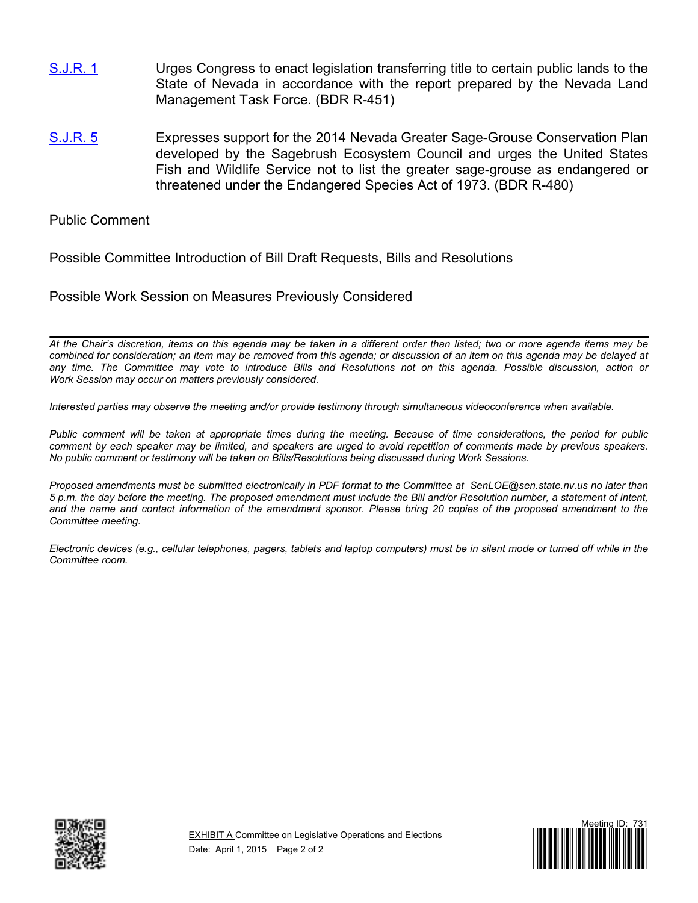S.J.R. 1 Urges Congress to enact legislation transferring title to certain public lands to the State of Nevada in accordance with the report prepared by the Nevada Land Management Task Force. (BDR R-451)

S.J.R. 5 Expresses support for the 2014 Nevada Greater Sage-Grouse Conservation Plan developed by the Sagebrush Ecosystem Council and urges the United States Fish and Wildlife Service not to list the greater sage-grouse as endangered or threatened under the Endangered Species Act of 1973. (BDR R-480)

Public Comment

Possible Committee Introduction of Bill Draft Requests, Bills and Resolutions

Possible Work Session on Measures Previously Considered

---

*At the Chair's discretion, items on this agenda may be taken in a different order than listed; two or more agenda items may be combined for consideration; an item may be removed from this agenda; or discussion of an item on this agenda may be delayed at any time. The Committee may vote to introduce Bills and Resolutions not on this agenda. Possible discussion, action or Work Session may occur on matters previously considered.*

*Interested parties may observe the meeting and/or provide testimony through simultaneous videoconference when available.*

*Public comment will be taken at appropriate times during the meeting. Because of time considerations, the period for public comment by each speaker may be limited, and speakers are urged to avoid repetition of comments made by previous speakers. No public comment or testimony will be taken on Bills/Resolutions being discussed during Work Sessions.*

*Proposed amendments must be submitted electronically in PDF format to the Committee at SenLOE@sen.state.nv.us no later than 5 p.m. the day before the meeting. The proposed amendment must include the Bill and/or Resolution number, a statement of intent, and the name and contact information of the amendment sponsor. Please bring 20 copies of the proposed amendment to the Committee meeting.*

*Electronic devices (e.g., cellular telephones, pagers, tablets and laptop computers) must be in silent mode or turned off while in the Committee room.*

EXHIBIT A Committee on Legislative Operations and Elections
Date: April 1, 2015

Meeting ID: 731